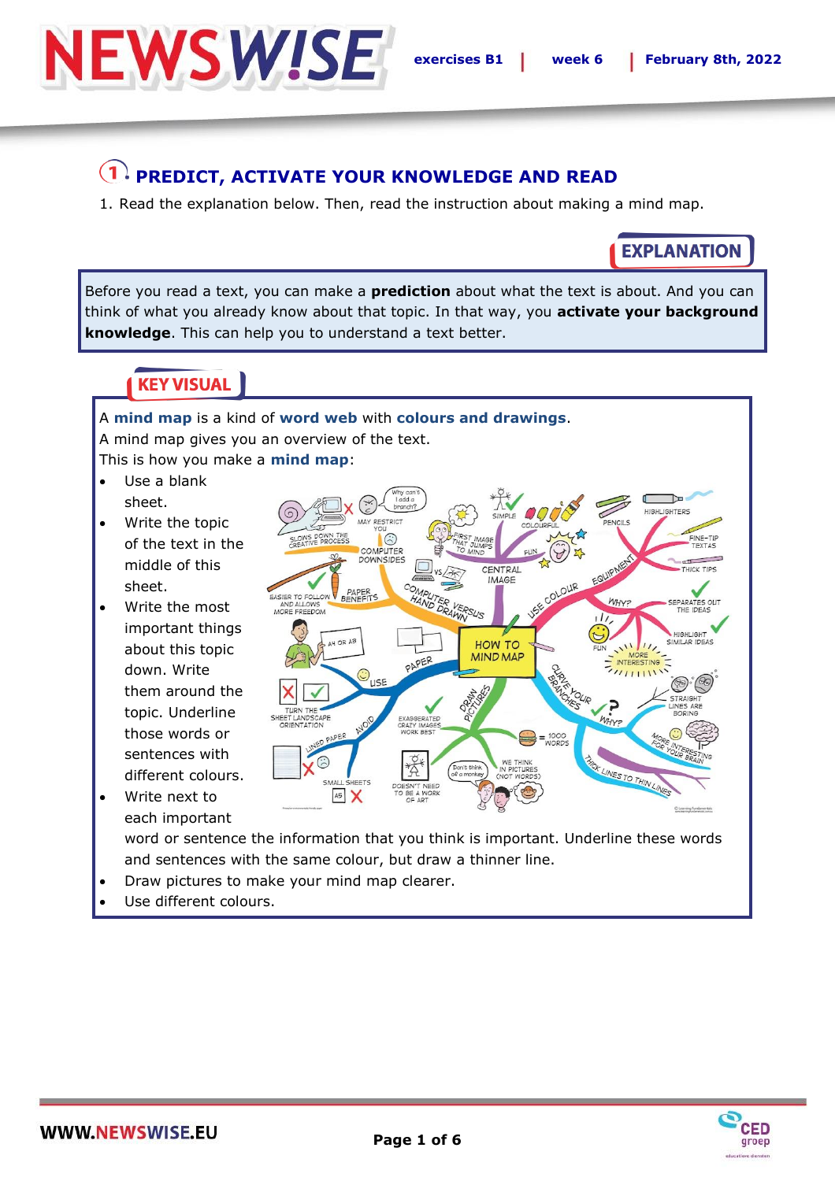## 1. PREDICT, ACTIVATE YOUR KNOWLEDGE AND READ

1. Read the explanation below. Then, read the instruction about making a mind map.

**EXPLANATION**

Before you read a text, you can make a **prediction** about what the text is about. And you can think of what you already know about that topic. In that way, you **activate your background knowledge**. This can help you to understand a text better.

**KEY VISUAL**

A **mind map** is a kind of **word web** with **colours and drawings**.
A mind map gives you an overview of the text.
This is how you make a **mind map**:

- Use a blank sheet.
- Write the topic of the text in the middle of this sheet.
- Write the most important things about this topic down. Write them around the topic. Underline those words or sentences with different colours.
- Write next to each important word or sentence the information that you think is important. Underline these words and sentences with the same colour, but draw a thinner line.
- Draw pictures to make your mind map clearer.
- Use different colours.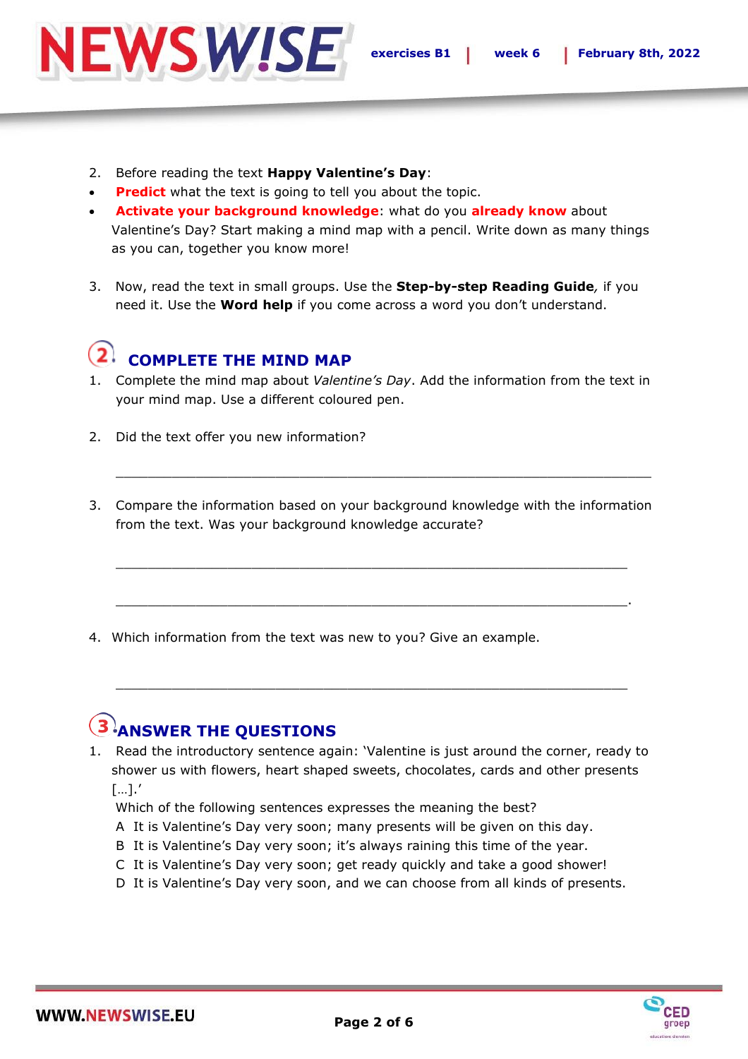2. Before reading the text **Happy Valentine's Day**:

- **Predict** what the text is going to tell you about the topic.
- **Activate your background knowledge**: what do you **already know** about Valentine's Day? Start making a mind map with a pencil. Write down as many things as you can, together you know more!

3. Now, read the text in small groups. Use the **Step-by-step Reading Guide**, if you need it. Use the **Word help** if you come across a word you don't understand.

## 2 COMPLETE THE MIND MAP

1. Complete the mind map about *Valentine's Day*. Add the information from the text in your mind map. Use a different coloured pen.

2. Did the text offer you new information?

___________________________________________________________________

3. Compare the information based on your background knowledge with the information from the text. Was your background knowledge accurate?

_________________________________________________________________

_________________________________________________________________.

4. Which information from the text was new to you? Give an example.

_________________________________________________________________

## 3 ANSWER THE QUESTIONS

1. Read the introductory sentence again: 'Valentine is just around the corner, ready to shower us with flowers, heart shaped sweets, chocolates, cards and other presents […].'

   Which of the following sentences expresses the meaning the best?

   A It is Valentine's Day very soon; many presents will be given on this day.
   B It is Valentine's Day very soon; it's always raining this time of the year.
   C It is Valentine's Day very soon; get ready quickly and take a good shower!
   D It is Valentine's Day very soon, and we can choose from all kinds of presents.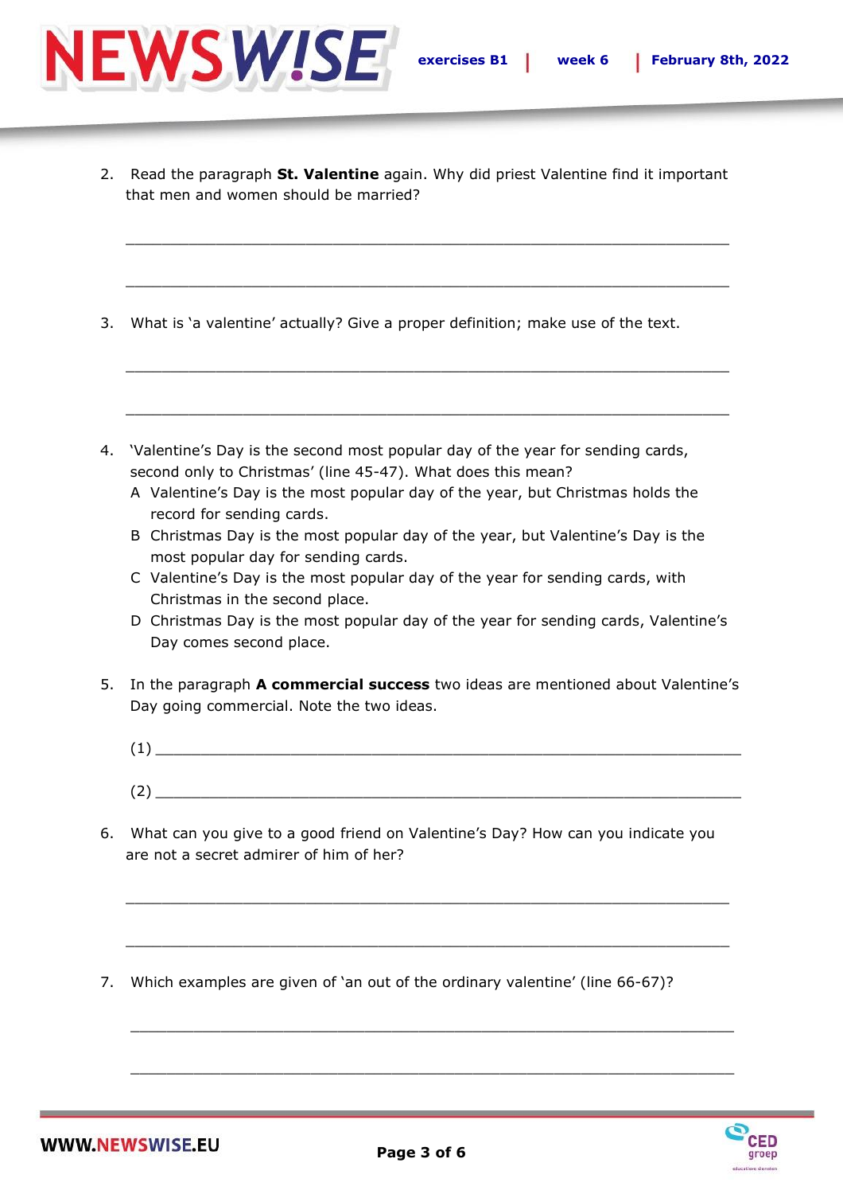2. Read the paragraph **St. Valentine** again. Why did priest Valentine find it important that men and women should be married?

_______________________________________________________________

_______________________________________________________________

3. What is 'a valentine' actually? Give a proper definition; make use of the text.

_______________________________________________________________

_______________________________________________________________

4. 'Valentine's Day is the second most popular day of the year for sending cards, second only to Christmas' (line 45-47). What does this mean?
   A Valentine's Day is the most popular day of the year, but Christmas holds the record for sending cards.
   B Christmas Day is the most popular day of the year, but Valentine's Day is the most popular day for sending cards.
   C Valentine's Day is the most popular day of the year for sending cards, with Christmas in the second place.
   D Christmas Day is the most popular day of the year for sending cards, Valentine's Day comes second place.

5. In the paragraph **A commercial success** two ideas are mentioned about Valentine's Day going commercial. Note the two ideas.

   (1) _______________________________________________________________

   (2) _______________________________________________________________

6. What can you give to a good friend on Valentine's Day? How can you indicate you are not a secret admirer of him of her?

_______________________________________________________________

_______________________________________________________________

7. Which examples are given of 'an out of the ordinary valentine' (line 66-67)?

_______________________________________________________________

_______________________________________________________________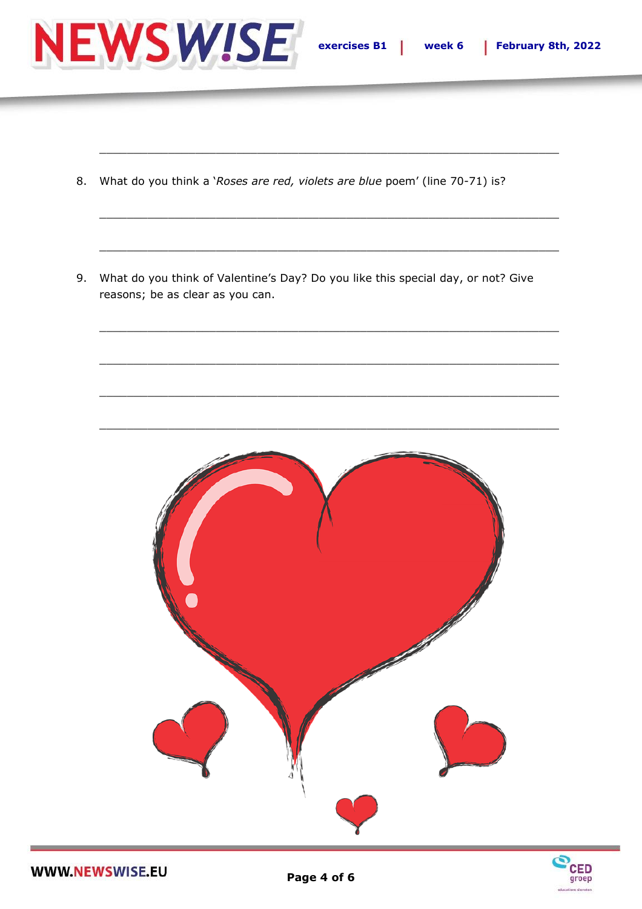\_\_\_\_\_\_\_\_\_\_\_\_\_\_\_\_\_\_\_\_\_\_\_\_\_\_\_\_\_\_\_\_\_\_\_\_\_\_\_\_\_\_\_\_\_\_\_\_\_\_\_\_\_\_\_\_\_\_\_\_

8. What do you think a '*Roses are red, violets are blue* poem' (line 70-71) is?

\_\_\_\_\_\_\_\_\_\_\_\_\_\_\_\_\_\_\_\_\_\_\_\_\_\_\_\_\_\_\_\_\_\_\_\_\_\_\_\_\_\_\_\_\_\_\_\_\_\_\_\_\_\_\_\_\_\_\_\_

\_\_\_\_\_\_\_\_\_\_\_\_\_\_\_\_\_\_\_\_\_\_\_\_\_\_\_\_\_\_\_\_\_\_\_\_\_\_\_\_\_\_\_\_\_\_\_\_\_\_\_\_\_\_\_\_\_\_\_\_

9. What do you think of Valentine's Day? Do you like this special day, or not? Give reasons; be as clear as you can.

\_\_\_\_\_\_\_\_\_\_\_\_\_\_\_\_\_\_\_\_\_\_\_\_\_\_\_\_\_\_\_\_\_\_\_\_\_\_\_\_\_\_\_\_\_\_\_\_\_\_\_\_\_\_\_\_\_\_\_\_

\_\_\_\_\_\_\_\_\_\_\_\_\_\_\_\_\_\_\_\_\_\_\_\_\_\_\_\_\_\_\_\_\_\_\_\_\_\_\_\_\_\_\_\_\_\_\_\_\_\_\_\_\_\_\_\_\_\_\_\_

\_\_\_\_\_\_\_\_\_\_\_\_\_\_\_\_\_\_\_\_\_\_\_\_\_\_\_\_\_\_\_\_\_\_\_\_\_\_\_\_\_\_\_\_\_\_\_\_\_\_\_\_\_\_\_\_\_\_\_\_

\_\_\_\_\_\_\_\_\_\_\_\_\_\_\_\_\_\_\_\_\_\_\_\_\_\_\_\_\_\_\_\_\_\_\_\_\_\_\_\_\_\_\_\_\_\_\_\_\_\_\_\_\_\_\_\_\_\_\_\_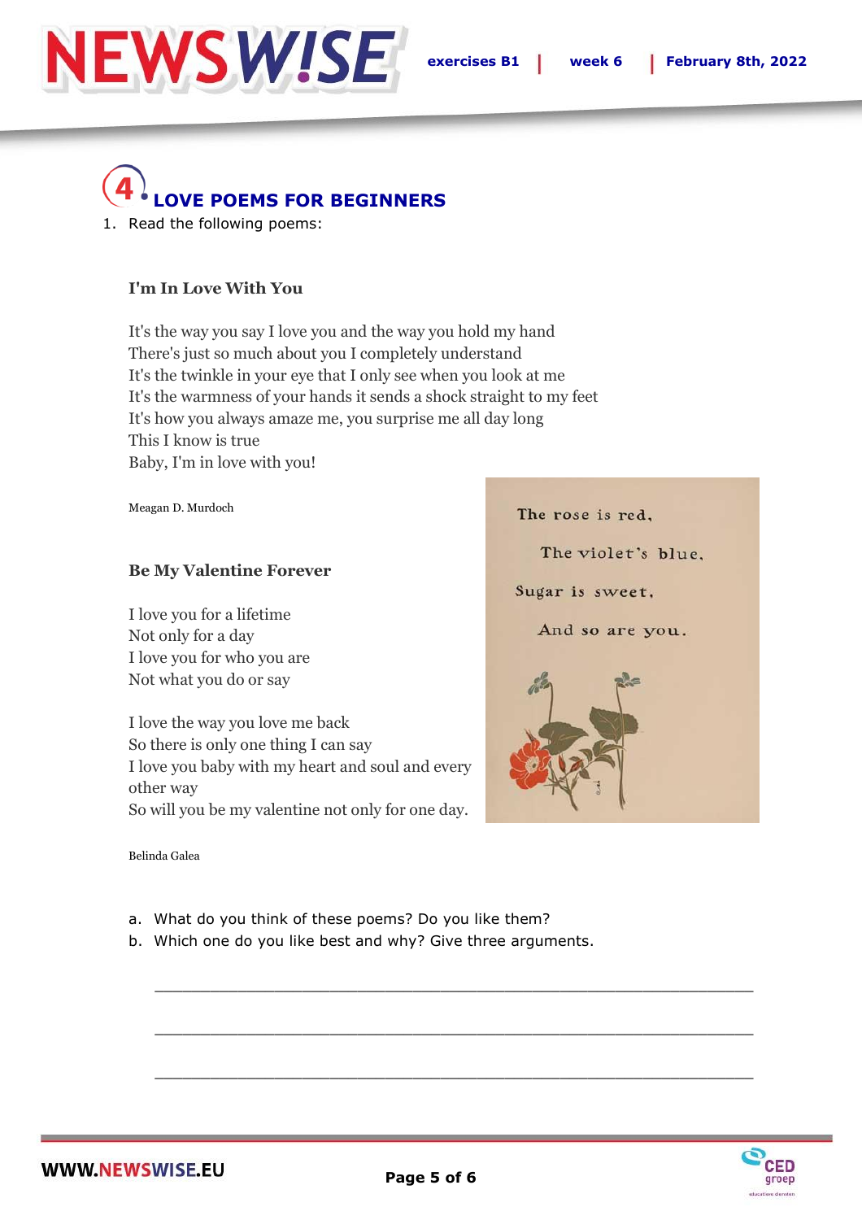## 4. LOVE POEMS FOR BEGINNERS

1. Read the following poems:

**I'm In Love With You**

It's the way you say I love you and the way you hold my hand
There's just so much about you I completely understand
It's the twinkle in your eye that I only see when you look at me
It's the warmness of your hands it sends a shock straight to my feet
It's how you always amaze me, you surprise me all day long
This I know is true
Baby, I'm in love with you!

Meagan D. Murdoch

**Be My Valentine Forever**

I love you for a lifetime
Not only for a day
I love you for who you are
Not what you do or say

I love the way you love me back
So there is only one thing I can say
I love you baby with my heart and soul and every other way
So will you be my valentine not only for one day.

Belinda Galea

The rose is red,
The violet's blue,
Sugar is sweet,
And so are you.

a. What do you think of these poems? Do you like them?
b. Which one do you like best and why? Give three arguments.

\_\_\_\_\_\_\_\_\_\_\_\_\_\_\_\_\_\_\_\_\_\_\_\_\_\_\_\_\_\_\_\_\_\_\_\_\_\_\_\_\_\_\_\_\_\_\_\_\_\_\_\_\_\_\_\_

\_\_\_\_\_\_\_\_\_\_\_\_\_\_\_\_\_\_\_\_\_\_\_\_\_\_\_\_\_\_\_\_\_\_\_\_\_\_\_\_\_\_\_\_\_\_\_\_\_\_\_\_\_\_\_\_

\_\_\_\_\_\_\_\_\_\_\_\_\_\_\_\_\_\_\_\_\_\_\_\_\_\_\_\_\_\_\_\_\_\_\_\_\_\_\_\_\_\_\_\_\_\_\_\_\_\_\_\_\_\_\_\_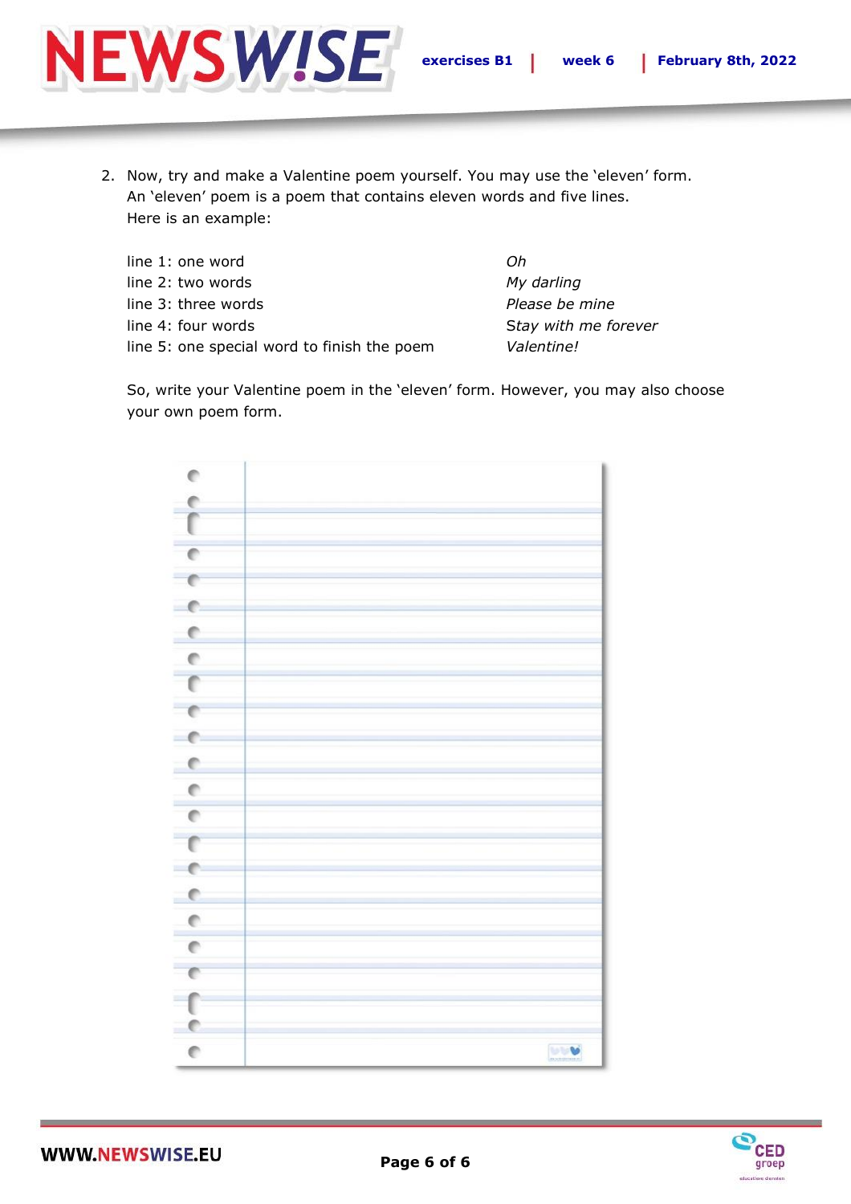2. Now, try and make a Valentine poem yourself. You may use the 'eleven' form. An 'eleven' poem is a poem that contains eleven words and five lines. Here is an example:

| | |
|---|---|
| line 1: one word | *Oh* |
| line 2: two words | *My darling* |
| line 3: three words | *Please be mine* |
| line 4: four words | *Stay with me forever* |
| line 5: one special word to finish the poem | *Valentine!* |

So, write your Valentine poem in the 'eleven' form. However, you may also choose your own poem form.